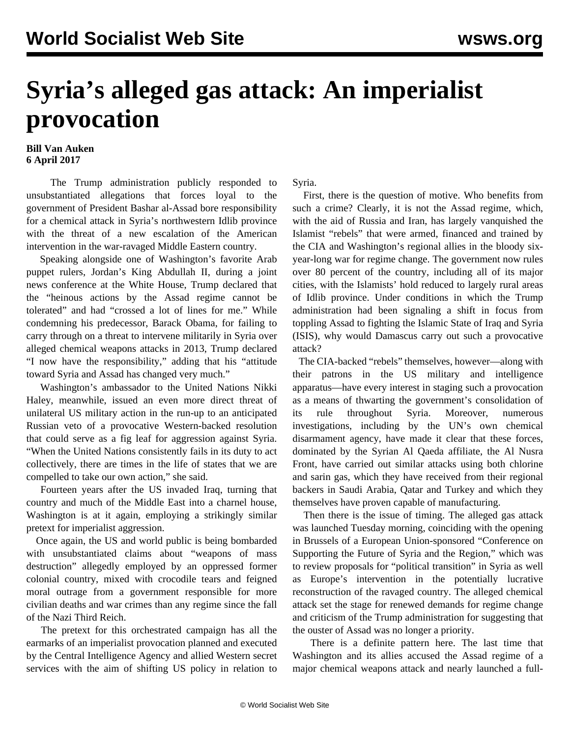# Syria's alleged gas attack: An imperialist provocation

**Bill Van Auken**
**6 April 2017**

The Trump administration publicly responded to unsubstantiated allegations that forces loyal to the government of President Bashar al-Assad bore responsibility for a chemical attack in Syria's northwestern Idlib province with the threat of a new escalation of the American intervention in the war-ravaged Middle Eastern country.

Speaking alongside one of Washington's favorite Arab puppet rulers, Jordan's King Abdullah II, during a joint news conference at the White House, Trump declared that the "heinous actions by the Assad regime cannot be tolerated" and had "crossed a lot of lines for me." While condemning his predecessor, Barack Obama, for failing to carry through on a threat to intervene militarily in Syria over alleged chemical weapons attacks in 2013, Trump declared "I now have the responsibility," adding that his "attitude toward Syria and Assad has changed very much."

Washington's ambassador to the United Nations Nikki Haley, meanwhile, issued an even more direct threat of unilateral US military action in the run-up to an anticipated Russian veto of a provocative Western-backed resolution that could serve as a fig leaf for aggression against Syria. "When the United Nations consistently fails in its duty to act collectively, there are times in the life of states that we are compelled to take our own action," she said.

Fourteen years after the US invaded Iraq, turning that country and much of the Middle East into a charnel house, Washington is at it again, employing a strikingly similar pretext for imperialist aggression.

Once again, the US and world public is being bombarded with unsubstantiated claims about "weapons of mass destruction" allegedly employed by an oppressed former colonial country, mixed with crocodile tears and feigned moral outrage from a government responsible for more civilian deaths and war crimes than any regime since the fall of the Nazi Third Reich.

The pretext for this orchestrated campaign has all the earmarks of an imperialist provocation planned and executed by the Central Intelligence Agency and allied Western secret services with the aim of shifting US policy in relation to Syria.

First, there is the question of motive. Who benefits from such a crime? Clearly, it is not the Assad regime, which, with the aid of Russia and Iran, has largely vanquished the Islamist "rebels" that were armed, financed and trained by the CIA and Washington's regional allies in the bloody six-year-long war for regime change. The government now rules over 80 percent of the country, including all of its major cities, with the Islamists' hold reduced to largely rural areas of Idlib province. Under conditions in which the Trump administration had been signaling a shift in focus from toppling Assad to fighting the Islamic State of Iraq and Syria (ISIS), why would Damascus carry out such a provocative attack?

The CIA-backed "rebels" themselves, however—along with their patrons in the US military and intelligence apparatus—have every interest in staging such a provocation as a means of thwarting the government's consolidation of its rule throughout Syria. Moreover, numerous investigations, including by the UN's own chemical disarmament agency, have made it clear that these forces, dominated by the Syrian Al Qaeda affiliate, the Al Nusra Front, have carried out similar attacks using both chlorine and sarin gas, which they have received from their regional backers in Saudi Arabia, Qatar and Turkey and which they themselves have proven capable of manufacturing.

Then there is the issue of timing. The alleged gas attack was launched Tuesday morning, coinciding with the opening in Brussels of a European Union-sponsored "Conference on Supporting the Future of Syria and the Region," which was to review proposals for "political transition" in Syria as well as Europe's intervention in the potentially lucrative reconstruction of the ravaged country. The alleged chemical attack set the stage for renewed demands for regime change and criticism of the Trump administration for suggesting that the ouster of Assad was no longer a priority.

There is a definite pattern here. The last time that Washington and its allies accused the Assad regime of a major chemical weapons attack and nearly launched a full-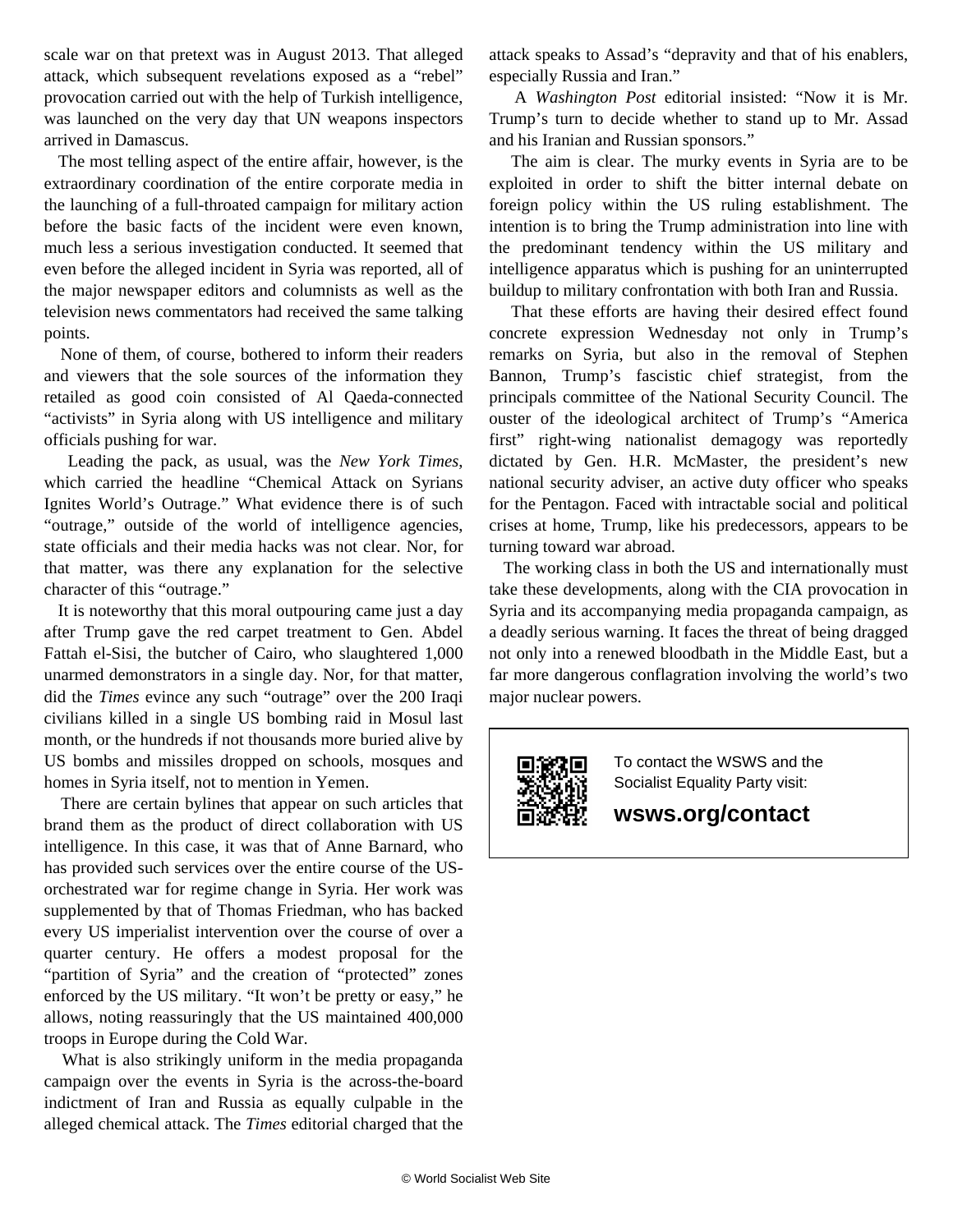scale war on that pretext was in August 2013. That alleged attack, which subsequent revelations exposed as a "rebel" provocation carried out with the help of Turkish intelligence, was launched on the very day that UN weapons inspectors arrived in Damascus.

The most telling aspect of the entire affair, however, is the extraordinary coordination of the entire corporate media in the launching of a full-throated campaign for military action before the basic facts of the incident were even known, much less a serious investigation conducted. It seemed that even before the alleged incident in Syria was reported, all of the major newspaper editors and columnists as well as the television news commentators had received the same talking points.

None of them, of course, bothered to inform their readers and viewers that the sole sources of the information they retailed as good coin consisted of Al Qaeda-connected "activists" in Syria along with US intelligence and military officials pushing for war.

Leading the pack, as usual, was the *New York Times*, which carried the headline "Chemical Attack on Syrians Ignites World's Outrage." What evidence there is of such "outrage," outside of the world of intelligence agencies, state officials and their media hacks was not clear. Nor, for that matter, was there any explanation for the selective character of this "outrage."

It is noteworthy that this moral outpouring came just a day after Trump gave the red carpet treatment to Gen. Abdel Fattah el-Sisi, the butcher of Cairo, who slaughtered 1,000 unarmed demonstrators in a single day. Nor, for that matter, did the *Times* evince any such "outrage" over the 200 Iraqi civilians killed in a single US bombing raid in Mosul last month, or the hundreds if not thousands more buried alive by US bombs and missiles dropped on schools, mosques and homes in Syria itself, not to mention in Yemen.

There are certain bylines that appear on such articles that brand them as the product of direct collaboration with US intelligence. In this case, it was that of Anne Barnard, who has provided such services over the entire course of the US-orchestrated war for regime change in Syria. Her work was supplemented by that of Thomas Friedman, who has backed every US imperialist intervention over the course of over a quarter century. He offers a modest proposal for the "partition of Syria" and the creation of "protected" zones enforced by the US military. "It won't be pretty or easy," he allows, noting reassuringly that the US maintained 400,000 troops in Europe during the Cold War.

What is also strikingly uniform in the media propaganda campaign over the events in Syria is the across-the-board indictment of Iran and Russia as equally culpable in the alleged chemical attack. The *Times* editorial charged that the attack speaks to Assad's "depravity and that of his enablers, especially Russia and Iran."

A *Washington Post* editorial insisted: "Now it is Mr. Trump's turn to decide whether to stand up to Mr. Assad and his Iranian and Russian sponsors."

The aim is clear. The murky events in Syria are to be exploited in order to shift the bitter internal debate on foreign policy within the US ruling establishment. The intention is to bring the Trump administration into line with the predominant tendency within the US military and intelligence apparatus which is pushing for an uninterrupted buildup to military confrontation with both Iran and Russia.

That these efforts are having their desired effect found concrete expression Wednesday not only in Trump's remarks on Syria, but also in the removal of Stephen Bannon, Trump's fascistic chief strategist, from the principals committee of the National Security Council. The ouster of the ideological architect of Trump's "America first" right-wing nationalist demagogy was reportedly dictated by Gen. H.R. McMaster, the president's new national security adviser, an active duty officer who speaks for the Pentagon. Faced with intractable social and political crises at home, Trump, like his predecessors, appears to be turning toward war abroad.

The working class in both the US and internationally must take these developments, along with the CIA provocation in Syria and its accompanying media propaganda campaign, as a deadly serious warning. It faces the threat of being dragged not only into a renewed bloodbath in the Middle East, but a far more dangerous conflagration involving the world's two major nuclear powers.

To contact the WSWS and the Socialist Equality Party visit:

**wsws.org/contact**